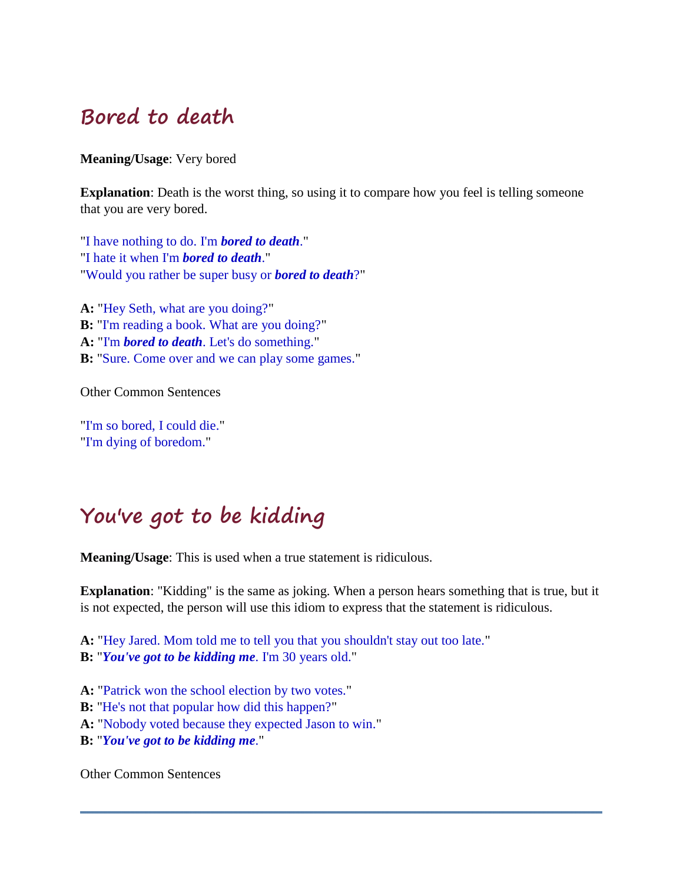## Bored to death

**Meaning/Usage**: Very bored

**Explanation**: Death is the worst thing, so using it to compare how you feel is telling someone that you are very bored.

"I have nothing to do. I'm ***bored to death***."
"I hate it when I'm ***bored to death***."
"Would you rather be super busy or ***bored to death***?"

**A:** "Hey Seth, what are you doing?"
**B:** "I'm reading a book. What are you doing?"
**A:** "I'm ***bored to death***. Let's do something."
**B:** "Sure. Come over and we can play some games."

Other Common Sentences

"I'm so bored, I could die."
"I'm dying of boredom."

## You've got to be kidding

**Meaning/Usage**: This is used when a true statement is ridiculous.

**Explanation**: "Kidding" is the same as joking. When a person hears something that is true, but it is not expected, the person will use this idiom to express that the statement is ridiculous.

**A:** "Hey Jared. Mom told me to tell you that you shouldn't stay out too late."
**B:** "***You've got to be kidding me***. I'm 30 years old."

**A:** "Patrick won the school election by two votes."
**B:** "He's not that popular how did this happen?"
**A:** "Nobody voted because they expected Jason to win."
**B:** "***You've got to be kidding me***."

Other Common Sentences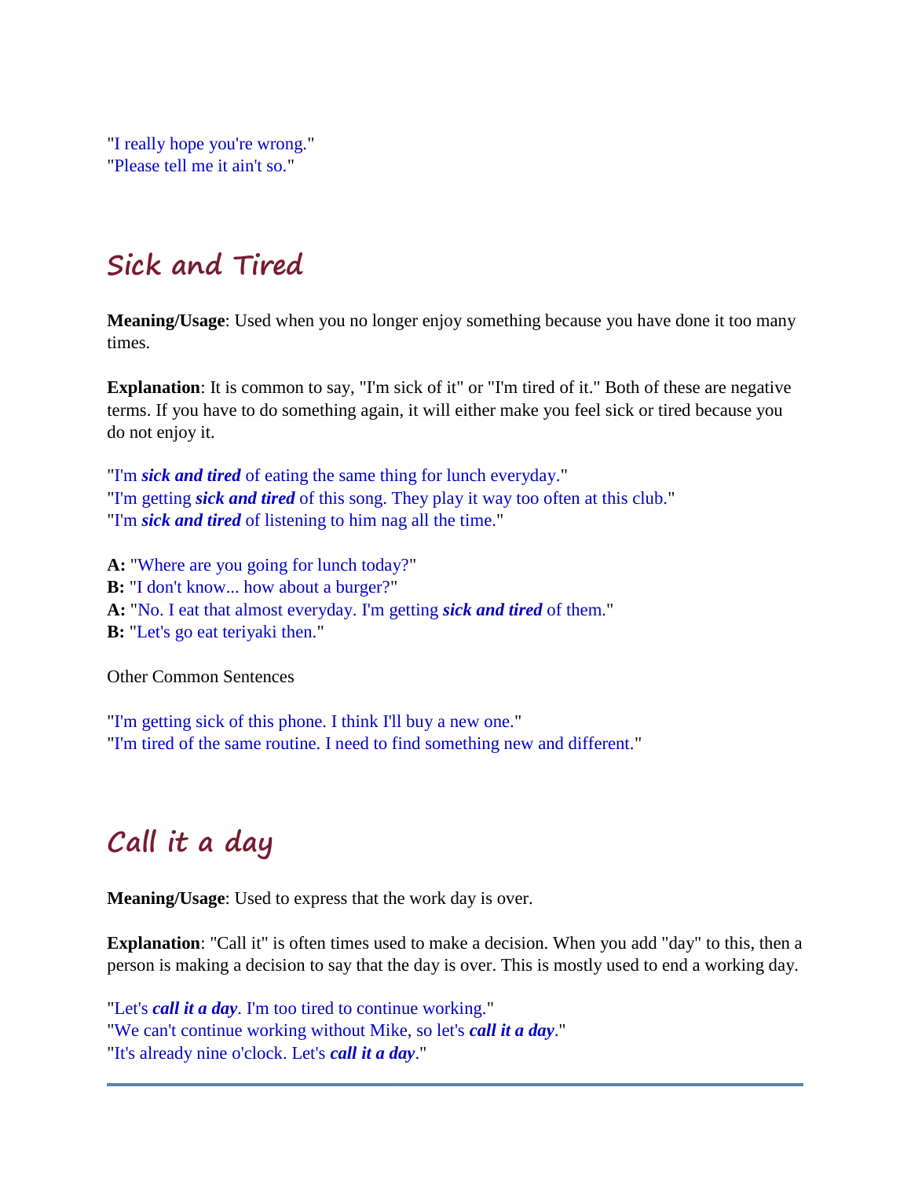"I really hope you're wrong."
"Please tell me it ain't so."

## Sick and Tired

**Meaning/Usage**: Used when you no longer enjoy something because you have done it too many times.

**Explanation**: It is common to say, "I'm sick of it" or "I'm tired of it." Both of these are negative terms. If you have to do something again, it will either make you feel sick or tired because you do not enjoy it.

"I'm ***sick and tired*** of eating the same thing for lunch everyday."
"I'm getting ***sick and tired*** of this song. They play it way too often at this club."
"I'm ***sick and tired*** of listening to him nag all the time."

**A:** "Where are you going for lunch today?"
**B:** "I don't know... how about a burger?"
**A:** "No. I eat that almost everyday. I'm getting ***sick and tired*** of them."
**B:** "Let's go eat teriyaki then."

Other Common Sentences

"I'm getting sick of this phone. I think I'll buy a new one."
"I'm tired of the same routine. I need to find something new and different."

## Call it a day

**Meaning/Usage**: Used to express that the work day is over.

**Explanation**: "Call it" is often times used to make a decision. When you add "day" to this, then a person is making a decision to say that the day is over. This is mostly used to end a working day.

"Let's ***call it a day***. I'm too tired to continue working."
"We can't continue working without Mike, so let's ***call it a day***."
"It's already nine o'clock. Let's ***call it a day***."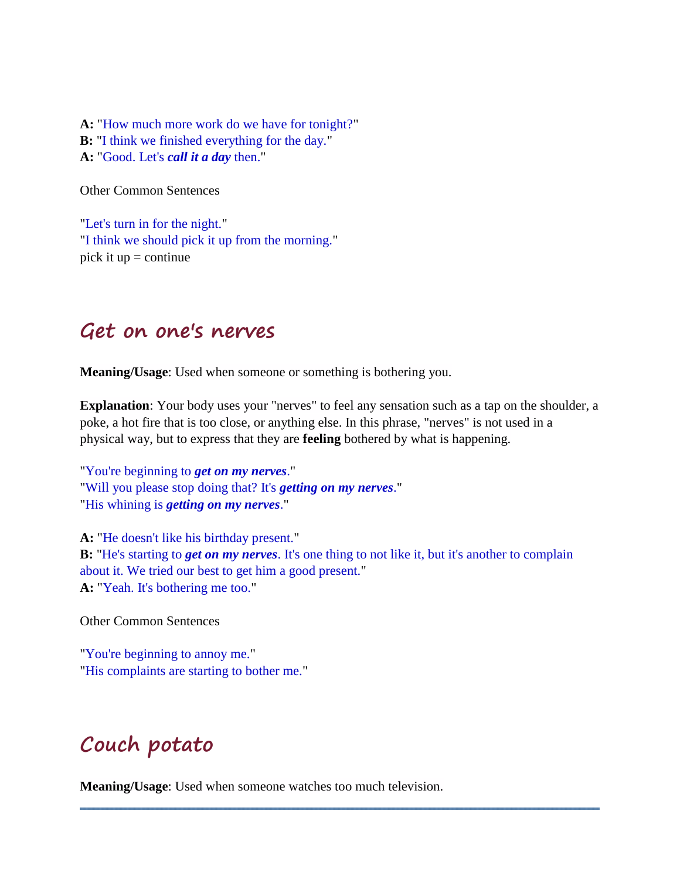**A:** "How much more work do we have for tonight?"
**B:** "I think we finished everything for the day."
**A:** "Good. Let's ***call it a day*** then."

Other Common Sentences

"Let's turn in for the night."
"I think we should pick it up from the morning."
pick it up = continue

## Get on one's nerves

**Meaning/Usage**: Used when someone or something is bothering you.

**Explanation**: Your body uses your "nerves" to feel any sensation such as a tap on the shoulder, a poke, a hot fire that is too close, or anything else. In this phrase, "nerves" is not used in a physical way, but to express that they are **feeling** bothered by what is happening.

"You're beginning to ***get on my nerves***."
"Will you please stop doing that? It's ***getting on my nerves***."
"His whining is ***getting on my nerves***."

**A:** "He doesn't like his birthday present."
**B:** "He's starting to ***get on my nerves***. It's one thing to not like it, but it's another to complain about it. We tried our best to get him a good present."
**A:** "Yeah. It's bothering me too."

Other Common Sentences

"You're beginning to annoy me."
"His complaints are starting to bother me."

## Couch potato

**Meaning/Usage**: Used when someone watches too much television.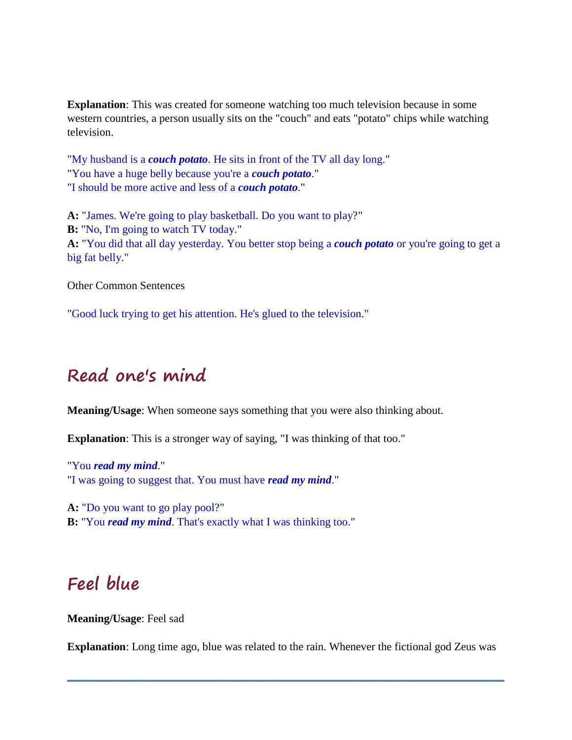**Explanation**: This was created for someone watching too much television because in some western countries, a person usually sits on the "couch" and eats "potato" chips while watching television.

"My husband is a ***couch potato***. He sits in front of the TV all day long."
"You have a huge belly because you're a ***couch potato***."
"I should be more active and less of a ***couch potato***."

**A:** "James. We're going to play basketball. Do you want to play?"
**B:** "No, I'm going to watch TV today."
**A:** "You did that all day yesterday. You better stop being a ***couch potato*** or you're going to get a big fat belly."

Other Common Sentences

"Good luck trying to get his attention. He's glued to the television."

## Read one's mind

**Meaning/Usage**: When someone says something that you were also thinking about.

**Explanation**: This is a stronger way of saying, "I was thinking of that too."

"You ***read my mind***."
"I was going to suggest that. You must have ***read my mind***."

**A:** "Do you want to go play pool?"
**B:** "You ***read my mind***. That's exactly what I was thinking too."

## Feel blue

**Meaning/Usage**: Feel sad

**Explanation**: Long time ago, blue was related to the rain. Whenever the fictional god Zeus was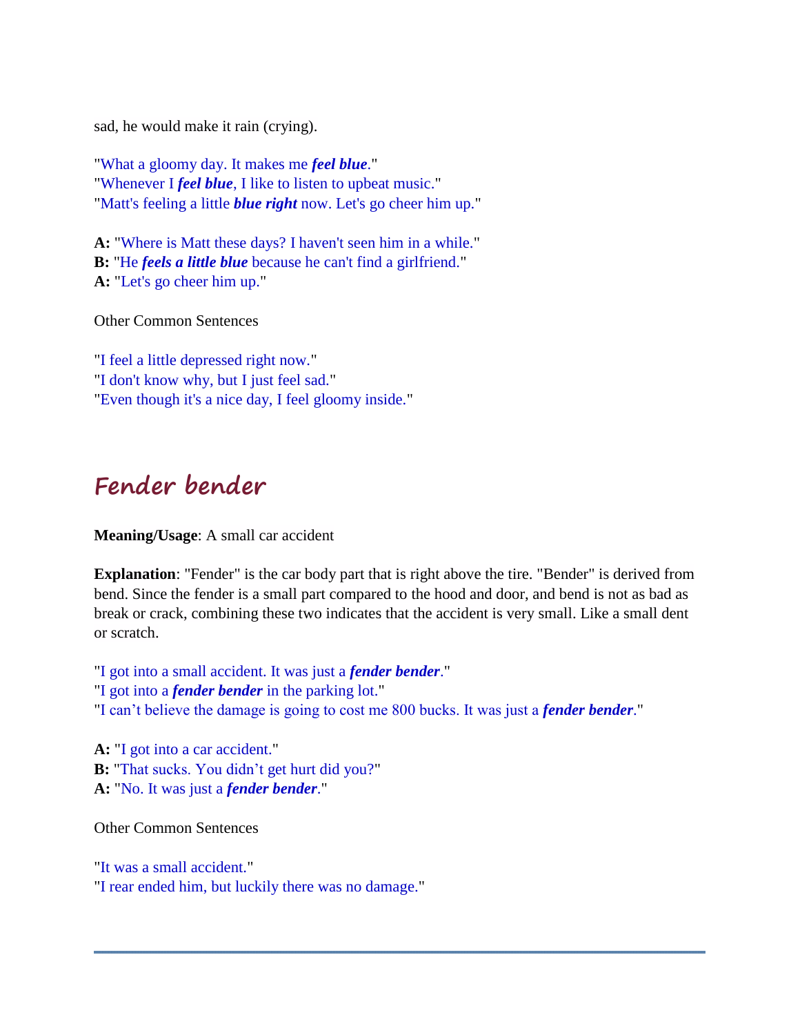sad, he would make it rain (crying).

"What a gloomy day. It makes me ***feel blue***."
"Whenever I ***feel blue***, I like to listen to upbeat music."
"Matt's feeling a little ***blue right*** now. Let's go cheer him up."

**A:** "Where is Matt these days? I haven't seen him in a while."
**B:** "He ***feels a little blue*** because he can't find a girlfriend."
**A:** "Let's go cheer him up."

Other Common Sentences

"I feel a little depressed right now."
"I don't know why, but I just feel sad."
"Even though it's a nice day, I feel gloomy inside."

## Fender bender

**Meaning/Usage**: A small car accident

**Explanation**: "Fender" is the car body part that is right above the tire. "Bender" is derived from bend. Since the fender is a small part compared to the hood and door, and bend is not as bad as break or crack, combining these two indicates that the accident is very small. Like a small dent or scratch.

"I got into a small accident. It was just a ***fender bender***."
"I got into a ***fender bender*** in the parking lot."
"I can't believe the damage is going to cost me 800 bucks. It was just a ***fender bender***."

**A:** "I got into a car accident."
**B:** "That sucks. You didn't get hurt did you?"
**A:** "No. It was just a ***fender bender***."

Other Common Sentences

"It was a small accident."
"I rear ended him, but luckily there was no damage."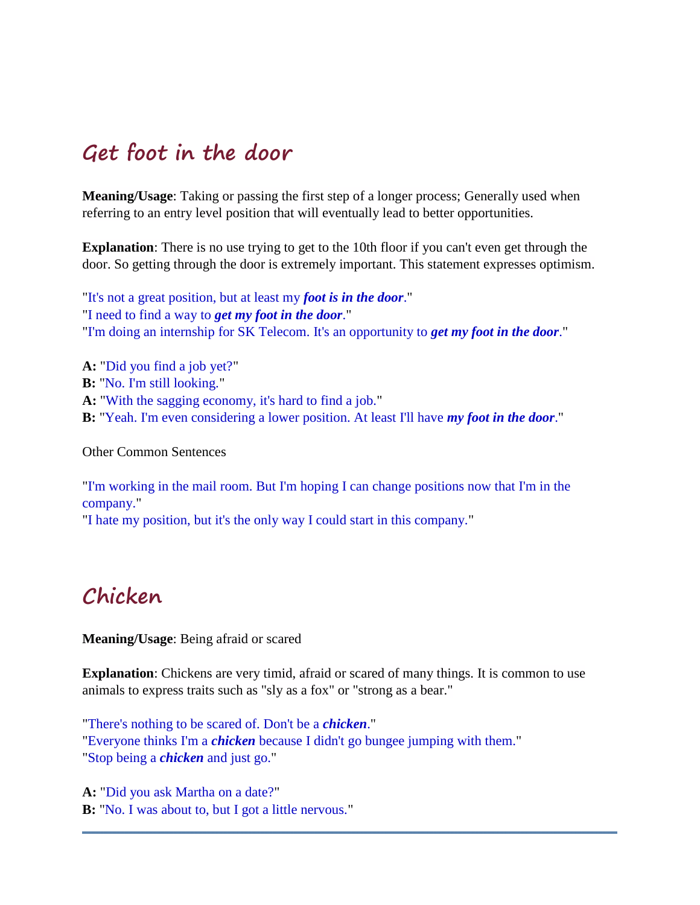## Get foot in the door

**Meaning/Usage**: Taking or passing the first step of a longer process; Generally used when referring to an entry level position that will eventually lead to better opportunities.

**Explanation**: There is no use trying to get to the 10th floor if you can't even get through the door. So getting through the door is extremely important. This statement expresses optimism.

"It's not a great position, but at least my ***foot is in the door***."
"I need to find a way to ***get my foot in the door***."
"I'm doing an internship for SK Telecom. It's an opportunity to ***get my foot in the door***."

**A:** "Did you find a job yet?"
**B:** "No. I'm still looking."
**A:** "With the sagging economy, it's hard to find a job."
**B:** "Yeah. I'm even considering a lower position. At least I'll have ***my foot in the door***."

Other Common Sentences

"I'm working in the mail room. But I'm hoping I can change positions now that I'm in the company."
"I hate my position, but it's the only way I could start in this company."

## Chicken

**Meaning/Usage**: Being afraid or scared

**Explanation**: Chickens are very timid, afraid or scared of many things. It is common to use animals to express traits such as "sly as a fox" or "strong as a bear."

"There's nothing to be scared of. Don't be a ***chicken***."
"Everyone thinks I'm a ***chicken*** because I didn't go bungee jumping with them."
"Stop being a ***chicken*** and just go."

**A:** "Did you ask Martha on a date?"
**B:** "No. I was about to, but I got a little nervous."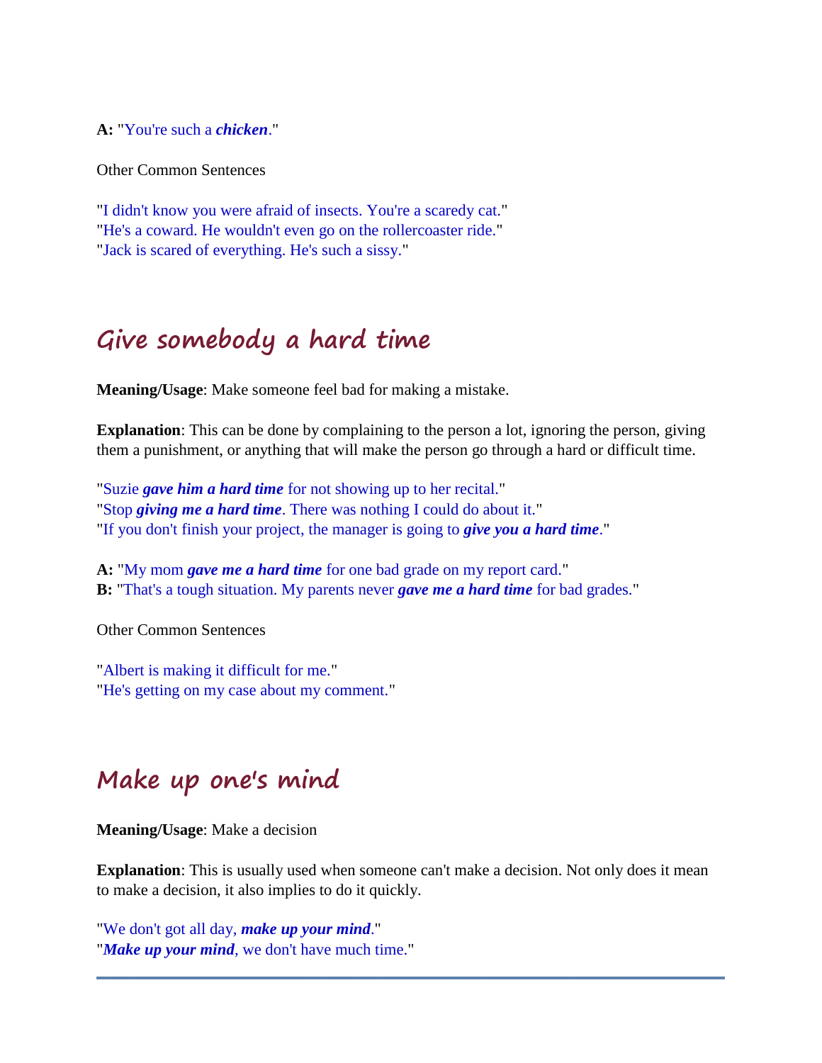**A:** "You're such a ***chicken***."

Other Common Sentences

"I didn't know you were afraid of insects. You're a scaredy cat."
"He's a coward. He wouldn't even go on the rollercoaster ride."
"Jack is scared of everything. He's such a sissy."

## Give somebody a hard time

**Meaning/Usage**: Make someone feel bad for making a mistake.

**Explanation**: This can be done by complaining to the person a lot, ignoring the person, giving them a punishment, or anything that will make the person go through a hard or difficult time.

"Suzie ***gave him a hard time*** for not showing up to her recital."
"Stop ***giving me a hard time***. There was nothing I could do about it."
"If you don't finish your project, the manager is going to ***give you a hard time***."

**A:** "My mom ***gave me a hard time*** for one bad grade on my report card."
**B:** "That's a tough situation. My parents never ***gave me a hard time*** for bad grades."

Other Common Sentences

"Albert is making it difficult for me."
"He's getting on my case about my comment."

## Make up one's mind

**Meaning/Usage**: Make a decision

**Explanation**: This is usually used when someone can't make a decision. Not only does it mean to make a decision, it also implies to do it quickly.

"We don't got all day, ***make up your mind***."
"***Make up your mind***, we don't have much time."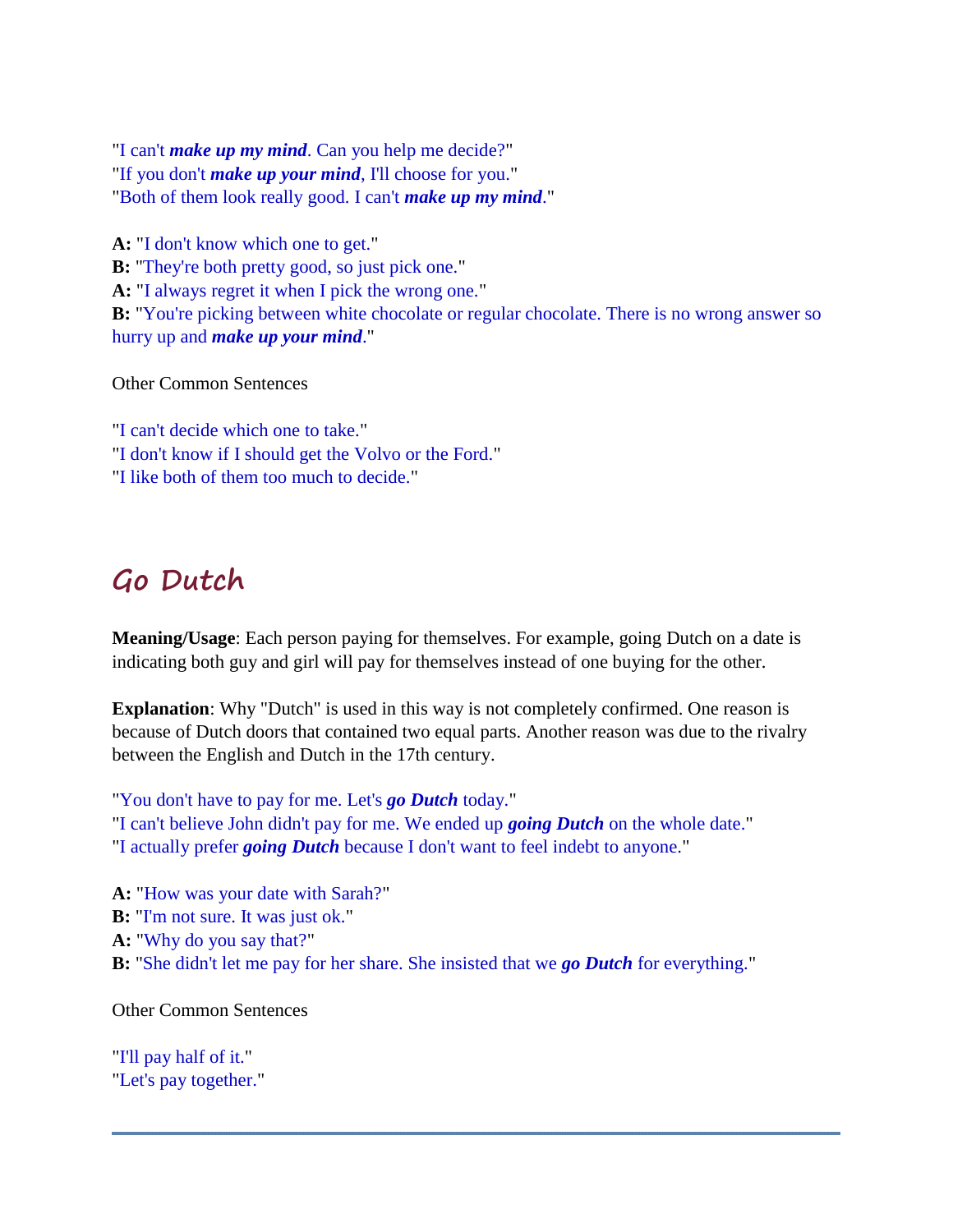"I can't ***make up my mind***. Can you help me decide?"
"If you don't ***make up your mind***, I'll choose for you."
"Both of them look really good. I can't ***make up my mind***."

**A:** "I don't know which one to get."
**B:** "They're both pretty good, so just pick one."
**A:** "I always regret it when I pick the wrong one."
**B:** "You're picking between white chocolate or regular chocolate. There is no wrong answer so hurry up and ***make up your mind***."

Other Common Sentences

"I can't decide which one to take."
"I don't know if I should get the Volvo or the Ford."
"I like both of them too much to decide."

## Go Dutch

**Meaning/Usage**: Each person paying for themselves. For example, going Dutch on a date is indicating both guy and girl will pay for themselves instead of one buying for the other.

**Explanation**: Why "Dutch" is used in this way is not completely confirmed. One reason is because of Dutch doors that contained two equal parts. Another reason was due to the rivalry between the English and Dutch in the 17th century.

"You don't have to pay for me. Let's ***go Dutch*** today."
"I can't believe John didn't pay for me. We ended up ***going Dutch*** on the whole date."
"I actually prefer ***going Dutch*** because I don't want to feel indebt to anyone."

**A:** "How was your date with Sarah?"
**B:** "I'm not sure. It was just ok."
**A:** "Why do you say that?"
**B:** "She didn't let me pay for her share. She insisted that we ***go Dutch*** for everything."

Other Common Sentences

"I'll pay half of it."
"Let's pay together."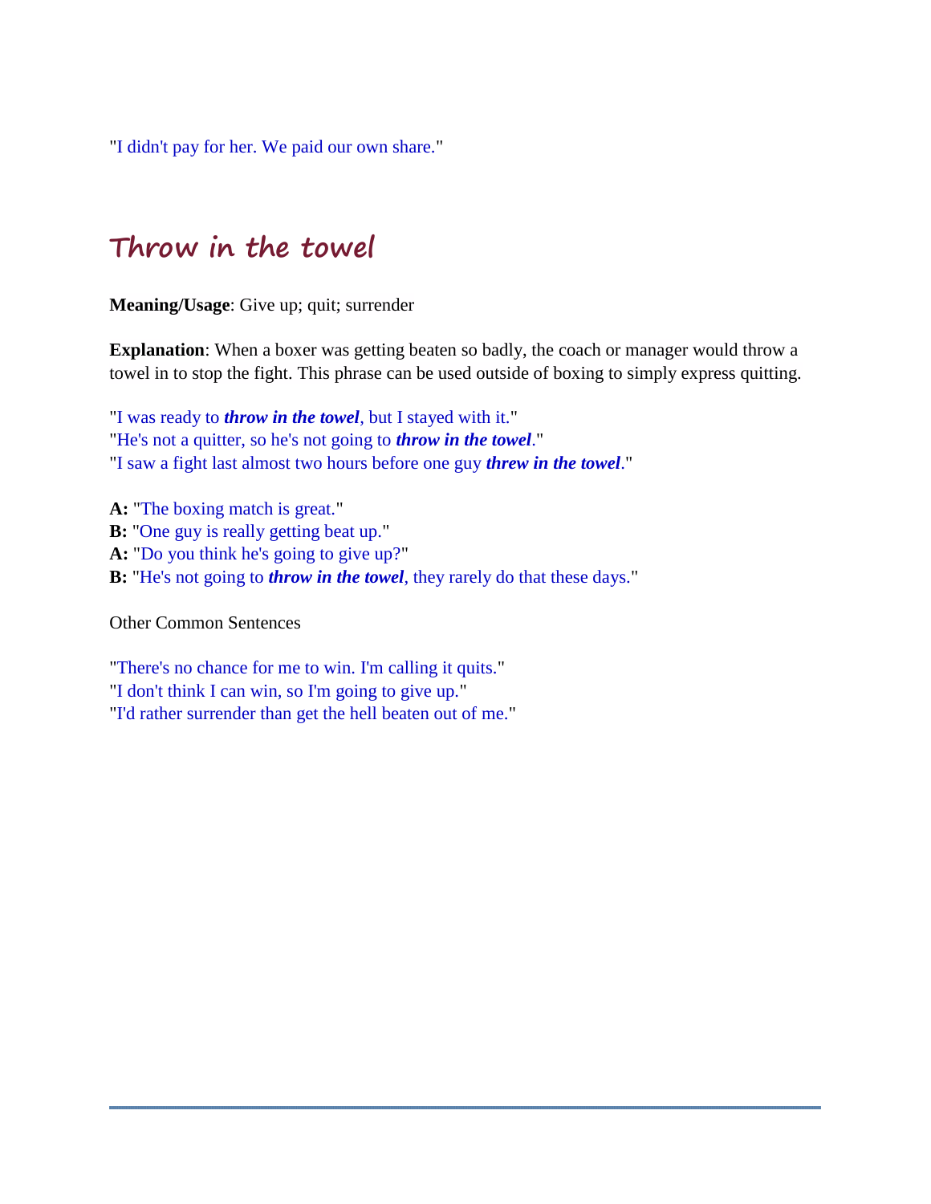"I didn't pay for her. We paid our own share."

## Throw in the towel

**Meaning/Usage**: Give up; quit; surrender

**Explanation**: When a boxer was getting beaten so badly, the coach or manager would throw a towel in to stop the fight. This phrase can be used outside of boxing to simply express quitting.

"I was ready to ***throw in the towel***, but I stayed with it."
"He's not a quitter, so he's not going to ***throw in the towel***."
"I saw a fight last almost two hours before one guy ***threw in the towel***."

**A:** "The boxing match is great."
**B:** "One guy is really getting beat up."
**A:** "Do you think he's going to give up?"
**B:** "He's not going to ***throw in the towel***, they rarely do that these days."

Other Common Sentences

"There's no chance for me to win. I'm calling it quits."
"I don't think I can win, so I'm going to give up."
"I'd rather surrender than get the hell beaten out of me."